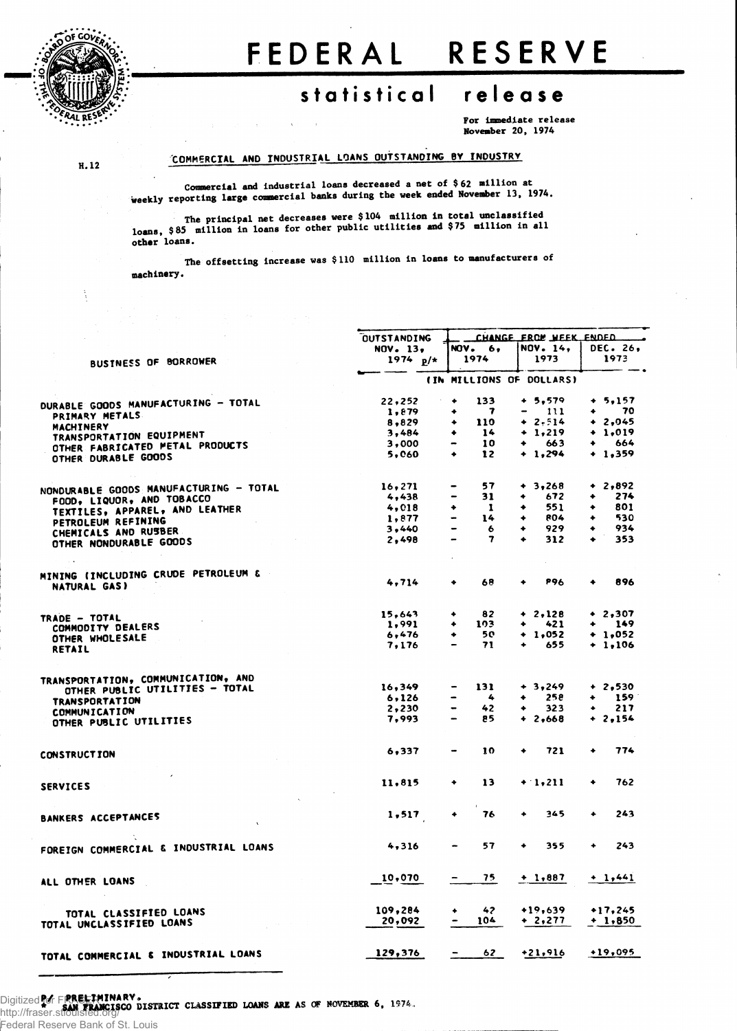# FEDERAL RESERVE

## statistical release

For immediate release
November 20, 1974

H.12

### COMMERCIAL AND INDUSTRIAL LOANS OUTSTANDING BY INDUSTRY

Commercial and industrial loans decreased a net of $62 million at weekly reporting large commercial banks during the week ended November 13, 1974.

The principal net decreases were $104 million in total unclassified loans, $85 million in loans for other public utilities and $75 million in all other loans.

The offsetting increase was $110 million in loans to manufacturers of machinery.

| BUSINESS OF BORROWER | OUTSTANDING NOV. 13, 1974 p/* | CHANGE FROM WEEK ENDED NOV. 6, 1974 | NOV. 14, 1973 | DEC. 26, 1973 |
|---|---|---|---|---|
| | (IN MILLIONS OF DOLLARS) | | | |
| DURABLE GOODS MANUFACTURING - TOTAL | 22,252 | + 133 | + 5,579 | + 5,157 |
| PRIMARY METALS | 1,879 | + 7 | - 111 | + 70 |
| MACHINERY | 8,829 | + 110 | + 2,514 | + 2,045 |
| TRANSPORTATION EQUIPMENT | 3,484 | + 14 | + 1,219 | + 1,019 |
| OTHER FABRICATED METAL PRODUCTS | 3,000 | - 10 | + 663 | + 664 |
| OTHER DURABLE GOODS | 5,060 | + 12 | + 1,294 | + 1,359 |
| NONDURABLE GOODS MANUFACTURING - TOTAL | 16,271 | - 57 | + 3,268 | + 2,892 |
| FOOD, LIQUOR, AND TOBACCO | 4,438 | - 31 | + 672 | + 274 |
| TEXTILES, APPAREL, AND LEATHER | 4,018 | + 1 | + 551 | + 801 |
| PETROLEUM REFINING | 1,877 | - 14 | + 804 | + 530 |
| CHEMICALS AND RUBBER | 3,440 | - 6 | + 929 | + 934 |
| OTHER NONDURABLE GOODS | 2,498 | - 7 | + 312 | + 353 |
| MINING (INCLUDING CRUDE PETROLEUM & NATURAL GAS) | 4,714 | + 68 | + 896 | + 896 |
| TRADE - TOTAL | 15,643 | + 82 | + 2,128 | + 2,307 |
| COMMODITY DEALERS | 1,991 | + 103 | + 421 | + 149 |
| OTHER WHOLESALE | 6,476 | + 50 | + 1,052 | + 1,052 |
| RETAIL | 7,176 | - 71 | + 655 | + 1,106 |
| TRANSPORTATION, COMMUNICATION, AND OTHER PUBLIC UTILITIES - TOTAL | 16,349 | - 131 | + 3,249 | + 2,530 |
| TRANSPORTATION | 6,126 | - 4 | + 258 | + 159 |
| COMMUNICATION | 2,230 | - 42 | + 323 | + 217 |
| OTHER PUBLIC UTILITIES | 7,993 | - 85 | + 2,668 | + 2,154 |
| CONSTRUCTION | 6,337 | - 10 | + 721 | + 774 |
| SERVICES | 11,815 | + 13 | + 1,211 | + 762 |
| BANKERS ACCEPTANCES | 1,517 | + 76 | + 345 | + 243 |
| FOREIGN COMMERCIAL & INDUSTRIAL LOANS | 4,316 | - 57 | + 355 | + 243 |
| ALL OTHER LOANS | 10,070 | - 75 | + 1,887 | + 1,441 |
| TOTAL CLASSIFIED LOANS | 109,284 | + 42 | +19,639 | +17,245 |
| TOTAL UNCLASSIFIED LOANS | 20,092 | - 104 | + 2,277 | + 1,850 |
| TOTAL COMMERCIAL & INDUSTRIAL LOANS | 129,376 | - 62 | +21,916 | +19,095 |

P/ PRELIMINARY.
\* SAN FRANCISCO DISTRICT CLASSIFIED LOANS ARE AS OF NOVEMBER 6, 1974.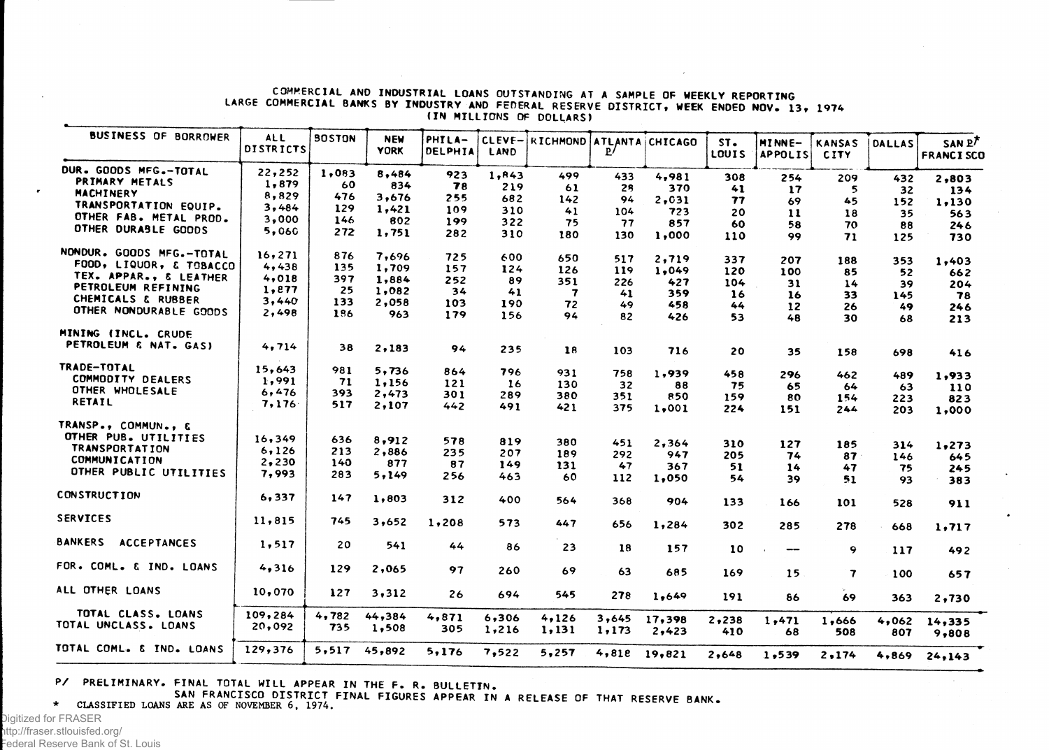COMMERCIAL AND INDUSTRIAL LOANS OUTSTANDING AT A SAMPLE OF WEEKLY REPORTING LARGE COMMERCIAL BANKS BY INDUSTRY AND FEDERAL RESERVE DISTRICT, WEEK ENDED NOV. 13, 1974
(IN MILLIONS OF DOLLARS)

| BUSINESS OF BORROWER | ALL DISTRICTS | BOSTON | NEW YORK | PHILA-DELPHIA | CLEVE-LAND | RICHMOND | ATLANTA P/ | CHICAGO | ST. LOUIS | MINNE-APPOLIS | KANSAS CITY | DALLAS | SAN P/* FRANCISCO |
|---|---|---|---|---|---|---|---|---|---|---|---|---|---|
| DUR. GOODS MFG.-TOTAL | 22,252 | 1,083 | 8,484 | 923 | 1,843 | 499 | 433 | 4,981 | 308 | 254 | 209 | 432 | 2,803 |
| PRIMARY METALS | 1,879 | 60 | 834 | 78 | 219 | 61 | 28 | 370 | 41 | 17 | 5 | 32 | 134 |
| MACHINERY | 8,829 | 476 | 3,676 | 255 | 682 | 142 | 94 | 2,031 | 77 | 69 | 45 | 152 | 1,130 |
| TRANSPORTATION EQUIP. | 3,484 | 129 | 1,421 | 109 | 310 | 41 | 104 | 723 | 20 | 11 | 18 | 35 | 563 |
| OTHER FAB. METAL PROD. | 3,000 | 146 | 802 | 199 | 322 | 75 | 77 | 857 | 60 | 58 | 70 | 88 | 246 |
| OTHER DURABLE GOODS | 5,060 | 272 | 1,751 | 282 | 310 | 180 | 130 | 1,000 | 110 | 99 | 71 | 125 | 730 |
| NONDUR. GOODS MFG.-TOTAL | 16,271 | 876 | 7,696 | 725 | 600 | 650 | 517 | 2,719 | 337 | 207 | 188 | 353 | 1,403 |
| FOOD, LIQUOR, & TOBACCO | 4,438 | 135 | 1,709 | 157 | 124 | 126 | 119 | 1,049 | 120 | 100 | 85 | 52 | 662 |
| TEX. APPAR., & LEATHER | 4,018 | 397 | 1,884 | 252 | 89 | 351 | 226 | 427 | 104 | 31 | 14 | 39 | 204 |
| PETROLEUM REFINING | 1,877 | 25 | 1,082 | 34 | 41 | 7 | 41 | 359 | 16 | 16 | 33 | 145 | 78 |
| CHEMICALS & RUBBER | 3,440 | 133 | 2,058 | 103 | 190 | 72 | 49 | 458 | 44 | 12 | 26 | 49 | 246 |
| OTHER NONDURABLE GOODS | 2,498 | 186 | 963 | 179 | 156 | 94 | 82 | 426 | 53 | 48 | 30 | 68 | 213 |
| MINING (INCL. CRUDE PETROLEUM & NAT. GAS) | 4,714 | 38 | 2,183 | 94 | 235 | 18 | 103 | 716 | 20 | 35 | 158 | 698 | 416 |
| TRADE-TOTAL | 15,643 | 981 | 5,736 | 864 | 796 | 931 | 758 | 1,939 | 458 | 296 | 462 | 489 | 1,933 |
| COMMODITY DEALERS | 1,991 | 71 | 1,156 | 121 | 16 | 130 | 32 | 88 | 75 | 65 | 64 | 63 | 110 |
| OTHER WHOLESALE | 6,476 | 393 | 2,473 | 301 | 289 | 380 | 351 | 850 | 159 | 80 | 154 | 223 | 823 |
| RETAIL | 7,176 | 517 | 2,107 | 442 | 491 | 421 | 375 | 1,001 | 224 | 151 | 244 | 203 | 1,000 |
| TRANSP., COMMUN., & OTHER PUB. UTILITIES | 16,349 | 636 | 8,912 | 578 | 819 | 380 | 451 | 2,364 | 310 | 127 | 185 | 314 | 1,273 |
| TRANSPORTATION | 6,126 | 213 | 2,886 | 235 | 207 | 189 | 292 | 947 | 205 | 74 | 87 | 146 | 645 |
| COMMUNICATION | 2,230 | 140 | 877 | 87 | 149 | 131 | 47 | 367 | 51 | 14 | 47 | 75 | 245 |
| OTHER PUBLIC UTILITIES | 7,993 | 283 | 5,149 | 256 | 463 | 60 | 112 | 1,050 | 54 | 39 | 51 | 93 | 383 |
| CONSTRUCTION | 6,337 | 147 | 1,803 | 312 | 400 | 564 | 368 | 904 | 133 | 166 | 101 | 528 | 911 |
| SERVICES | 11,815 | 745 | 3,652 | 1,208 | 573 | 447 | 656 | 1,284 | 302 | 285 | 278 | 668 | 1,717 |
| BANKERS ACCEPTANCES | 1,517 | 20 | 541 | 44 | 86 | 23 | 18 | 157 | 10 | --- | 9 | 117 | 492 |
| FOR. COML. & IND. LOANS | 4,316 | 129 | 2,065 | 97 | 260 | 69 | 63 | 685 | 169 | 15 | 7 | 100 | 657 |
| ALL OTHER LOANS | 10,070 | 127 | 3,312 | 26 | 694 | 545 | 278 | 1,649 | 191 | 86 | 69 | 363 | 2,730 |
| TOTAL CLASS. LOANS | 109,284 | 4,782 | 44,384 | 4,871 | 6,306 | 4,126 | 3,645 | 17,398 | 2,238 | 1,471 | 1,666 | 4,062 | 14,335 |
| TOTAL UNCLASS. LOANS | 20,092 | 735 | 1,508 | 305 | 1,216 | 1,131 | 1,173 | 2,423 | 410 | 68 | 508 | 807 | 9,808 |
| TOTAL COML. & IND. LOANS | 129,376 | 5,517 | 45,892 | 5,176 | 7,522 | 5,257 | 4,818 | 19,821 | 2,648 | 1,539 | 2,174 | 4,869 | 24,143 |

P/ PRELIMINARY. FINAL TOTAL WILL APPEAR IN THE F. R. BULLETIN.
SAN FRANCISCO DISTRICT FINAL FIGURES APPEAR IN A RELEASE OF THAT RESERVE BANK.
\* CLASSIFIED LOANS ARE AS OF NOVEMBER 6, 1974.